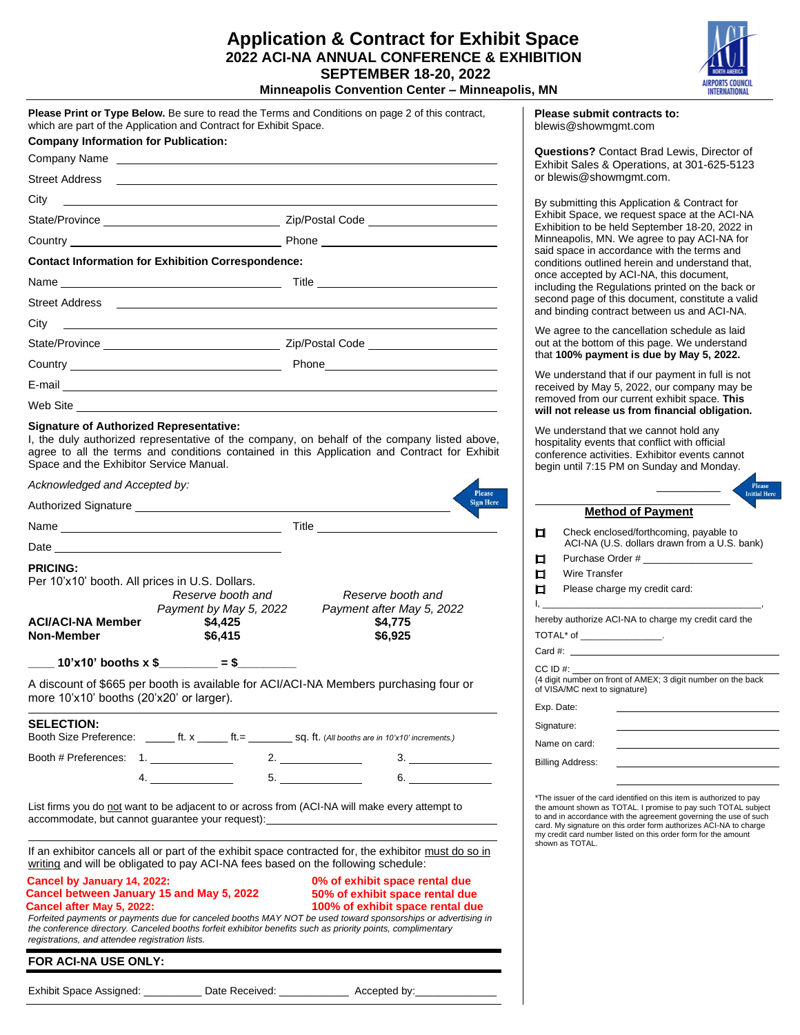# Application & Contract for Exhibit Space

## 2022 ACI-NA ANNUAL CONFERENCE & EXHIBITION

## SEPTEMBER 18-20, 2022

### Minneapolis Convention Center – Minneapolis, MN

**Please Print or Type Below.** Be sure to read the Terms and Conditions on page 2 of this contract, which are part of the Application and Contract for Exhibit Space.

**Company Information for Publication:**

Company Name ______________________________

Street Address ______________________________

City ______________________________

State/Province ____________________ Zip/Postal Code ____________________

Country ____________________ Phone ____________________

**Contact Information for Exhibition Correspondence:**

Name ____________________ Title ____________________

Street Address ______________________________

City ______________________________

State/Province ____________________ Zip/Postal Code ____________________

Country ____________________ Phone ____________________

E-mail ______________________________

Web Site ______________________________

**Signature of Authorized Representative:**

I, the duly authorized representative of the company, on behalf of the company listed above, agree to all the terms and conditions contained in this Application and Contract for Exhibit Space and the Exhibitor Service Manual.

*Acknowledged and Accepted by:*

Authorized Signature ______________________________ Please Sign Here

Name ____________________ Title ____________________

Date ____________________

**PRICING:**

Per 10'x10' booth. All prices in U.S. Dollars.

| | *Reserve booth and Payment by May 5, 2022* | *Reserve booth and Payment after May 5, 2022* |
|---|---|---|
| **ACI/ACI-NA Member** | **$4,425** | **$4,775** |
| **Non-Member** | **$6,415** | **$6,925** |

**____ 10'x10' booths x $_________ = $_________**

A discount of $665 per booth is available for ACI/ACI-NA Members purchasing four or more 10'x10' booths (20'x20' or larger).

**SELECTION:**

Booth Size Preference: _____ ft. x _____ ft.= ________ sq. ft. *(All booths are in 10'x10' increments.)*

Booth # Preferences: 1. ____________ 2. ____________ 3. ____________

4. ____________ 5. ____________ 6. ____________

List firms you do not want to be adjacent to or across from (ACI-NA will make every attempt to accommodate, but cannot guarantee your request):______________________________

If an exhibitor cancels all or part of the exhibit space contracted for, the exhibitor must do so in writing and will be obligated to pay ACI-NA fees based on the following schedule:

| | |
|---|---|
| **Cancel by January 14, 2022:** | **0% of exhibit space rental due** |
| **Cancel between January 15 and May 5, 2022** | **50% of exhibit space rental due** |
| **Cancel after May 5, 2022:** | **100% of exhibit space rental due** |

*Forfeited payments or payments due for canceled booths MAY NOT be used toward sponsorships or advertising in the conference directory. Canceled booths forfeit exhibitor benefits such as priority points, complimentary registrations, and attendee registration lists.*

**FOR ACI-NA USE ONLY:**

Exhibit Space Assigned: __________ Date Received: ____________ Accepted by:______________

**Please submit contracts to:**
blewis@showmgmt.com

**Questions?** Contact Brad Lewis, Director of Exhibit Sales & Operations, at 301-625-5123 or blewis@showmgmt.com.

By submitting this Application & Contract for Exhibit Space, we request space at the ACI-NA Exhibition to be held September 18-20, 2022 in Minneapolis, MN. We agree to pay ACI-NA for said space in accordance with the terms and conditions outlined herein and understand that, once accepted by ACI-NA, this document, including the Regulations printed on the back or second page of this document, constitute a valid and binding contract between us and ACI-NA.

We agree to the cancellation schedule as laid out at the bottom of this page. We understand that **100% payment is due by May 5, 2022.**

We understand that if our payment in full is not received by May 5, 2022, our company may be removed from our current exhibit space. **This will not release us from financial obligation.**

We understand that we cannot hold any hospitality events that conflict with official conference activities. Exhibitor events cannot begin until 7:15 PM on Sunday and Monday.

__________ Please Initial Here

**Method of Payment**

- ☐ Check enclosed/forthcoming, payable to ACI-NA (U.S. dollars drawn from a U.S. bank)
- ☐ Purchase Order # ________________
- ☐ Wire Transfer
- ☐ Please charge my credit card:

I, ______________________________,

hereby authorize ACI-NA to charge my credit card the TOTAL* of ______________.

Card #: ______________________________

CC ID #: ______________________________
(4 digit number on front of AMEX; 3 digit number on the back of VISA/MC next to signature)

Exp. Date: ____________________

Signature: ____________________

Name on card: ____________________

Billing Address: ____________________

____________________

*The issuer of the card identified on this item is authorized to pay the amount shown as TOTAL. I promise to pay such TOTAL subject to and in accordance with the agreement governing the use of such card. My signature on this order form authorizes ACI-NA to charge my credit card number listed on this order form for the amount shown as TOTAL.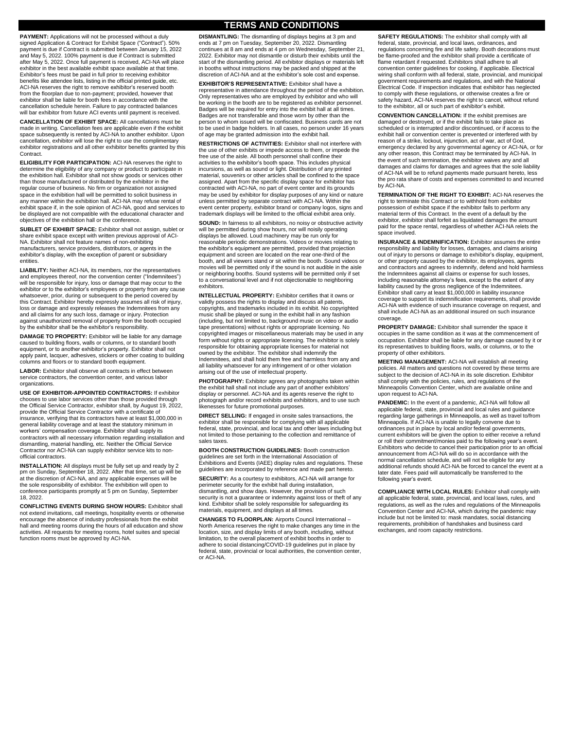# TERMS AND CONDITIONS

**PAYMENT:** Applications will not be processed without a duly signed Application & Contract for Exhibit Space ("Contract"). 50% payment is due if Contract is submitted between January 15, 2022 and May 5, 2022. 100% payment is due if Contract is submitted after May 5, 2022. Once full payment is received, ACI-NA will place exhibitor in the best available exhibit space available at that time. Exhibitor's fees must be paid in full prior to receiving exhibitor benefits like attendee lists, listing in the official printed guide, etc. ACI-NA reserves the right to remove exhibitor's reserved booth from the floorplan due to non-payment; provided, however that exhibitor shall be liable for booth fees in accordance with the cancellation schedule herein. Failure to pay contracted balances will bar exhibitor from future ACI events until payment is received.

**CANCELLATION OF EXHIBIT SPACE:** All cancellations must be made in writing. Cancellation fees are applicable even if the exhibit space subsequently is rented by ACI-NA to another exhibitor. Upon cancellation, exhibitor will lose the right to use the complimentary exhibitor registrations and all other exhibitor benefits granted by this Contract.

**ELIGIBILITY FOR PARTICIPATION:** ACI-NA reserves the right to determine the eligibility of any company or product to participate in the exhibition hall. Exhibitor shall not show goods or services other than those manufactured or distributed by the exhibitor in the regular course of business. No firm or organization not assigned space in the exhibition hall will be permitted to solicit business in any manner within the exhibition hall. ACI-NA may refuse rental of exhibit space if, in the sole opinion of ACI-NA, good and services to be displayed are not compatible with the educational character and objectives of the exhibition hall or the conference.

**SUBLET OF EXHIBIT SPACE:** Exhibitor shall not assign, sublet or share exhibit space except with written previous approval of ACI-NA. Exhibitor shall not feature names of non-exhibiting manufacturers, service providers, distributors, or agents in the exhibitor's display, with the exception of parent or subsidiary entities.

**LIABILITY:** Neither ACI-NA, its members, nor the representatives and employees thereof, nor the convention center ("Indemnitees") will be responsible for injury, loss or damage that may occur to the exhibitor or to the exhibitor's employees or property from any cause whatsoever, prior, during or subsequent to the period covered by this Contract. Exhibitor hereby expressly assumes all risk of injury, loss or damage and expressly releases the Indemnitees from any and all claims for any such loss, damage or injury. Protection against unauthorized removal of property from the booth occupied by the exhibitor shall be the exhibitor's responsibility.

**DAMAGE TO PROPERTY:** Exhibitor will be liable for any damage caused to building floors, walls or columns, or to standard booth equipment, or to another exhibitor's property. Exhibitor shall not apply paint, lacquer, adhesives, stickers or other coating to building columns and floors or to standard booth equipment.

**LABOR:** Exhibitor shall observe all contracts in effect between service contractors, the convention center, and various labor organizations.

**USE OF EXHIBITOR-APPOINTED CONTRACTORS:** If exhibitor chooses to use labor services other than those provided through the Official Service Contractor, exhibitor shall, by August 19, 2022, provide the Official Service Contractor with a certificate of insurance, verifying that its contractors have at least $1,000,000 in general liability coverage and at least the statutory minimum in workers' compensation coverage. Exhibitor shall supply its contractors with all necessary information regarding installation and dismantling, material handling, etc. Neither the Official Service Contractor nor ACI-NA can supply exhibitor service kits to non-official contractors.

**INSTALLATION:** All displays must be fully set up and ready by 2 pm on Sunday, September 18, 2022. After that time, set up will be at the discretion of ACI-NA, and any applicable expenses will be the sole responsibility of exhibitor. The exhibition will open to conference participants promptly at 5 pm on Sunday, September 18, 2022.

**CONFLICTING EVENTS DURING SHOW HOURS:** Exhibitor shall not extend invitations, call meetings, hospitality events or otherwise encourage the absence of industry professionals from the exhibit hall and meeting rooms during the hours of all education and show activities. All requests for meeting rooms, hotel suites and special function rooms must be approved by ACI-NA.

**DISMANTLING:** The dismantling of displays begins at 3 pm and ends at 7 pm on Tuesday, September 20, 2022. Dismantling continues at 8 am and ends at 4 pm on Wednesday, September 21, 2022. Exhibitor may not dismantle or disturb their exhibits until the start of the dismantling period. All exhibitor displays or materials left in booths without instructions may be packed and shipped at the discretion of ACI-NA and at the exhibitor's sole cost and expense.

**EXHIBITOR'S REPRESENTATIVE:** Exhibitor shall have a representative in attendance throughout the period of the exhibition. Only representatives who are employed by exhibitor and who will be working in the booth are to be registered as exhibitor personnel. Badges will be required for entry into the exhibit hall at all times. Badges are not transferable and those worn by other than the person to whom issued will be confiscated. Business cards are not to be used in badge holders. In all cases, no person under 16 years of age may be granted admission into the exhibit hall.

**RESTRICTIONS OF ACTIVITIES:** Exhibitor shall not interfere with the use of other exhibits or impede access to them, or impede the free use of the aisle. All booth personnel shall confine their activities to the exhibitor's booth space. This includes physical incursions, as well as sound or light. Distribution of any printed material, souvenirs or other articles shall be confined to the space assigned. Apart from the specific display space for exhibitor has contracted with ACI-NA, no part of event center and its grounds may be used by exhibitor for display purposes of any kind or nature unless permitted by separate contract with ACI-NA. Within the event center property, exhibitor brand or company logos, signs and trademark displays will be limited to the official exhibit area only.

**SOUND:** In fairness to all exhibitors, no noisy or obstructive activity will be permitted during show hours, nor will noisily operating displays be allowed. Loud machinery may be run only for reasonable periodic demonstrations. Videos or movies relating to the exhibitor's equipment are permitted, provided that projection equipment and screen are located on the rear one-third of the booth, and all viewers stand or sit within the booth. Sound videos or movies will be permitted only if the sound is not audible in the aisle or neighboring booths. Sound systems will be permitted only if set to a conversational level and if not objectionable to neighboring exhibitors.

**INTELLECTUAL PROPERTY:** Exhibitor certifies that it owns or validly possess the rights to display and discuss all patents, copyrights, and trademarks included in its exhibit. No copyrighted music shall be played or sung in the exhibit hall in any fashion (including, but not limited to, background music on video or audio tape presentations) without rights or appropriate licensing. No copyrighted images or miscellaneous materials may be used in any form without rights or appropriate licensing. The exhibitor is solely responsible for obtaining appropriate licenses for material not owned by the exhibitor. The exhibitor shall indemnify the Indemnitees, and shall hold them free and harmless from any and all liability whatsoever for any infringement of or other violation arising out of the use of intellectual property.

**PHOTOGRAPHY:** Exhibitor agrees any photographs taken within the exhibit hall shall not include any part of another exhibitors' display or personnel. ACI-NA and its agents reserve the right to photograph and/or record exhibits and exhibitors, and to use such likenesses for future promotional purposes.

**DIRECT SELLING:** If engaged in onsite sales transactions, the exhibitor shall be responsible for complying with all applicable federal, state, provincial, and local tax and other laws including but not limited to those pertaining to the collection and remittance of sales taxes.

**BOOTH CONSTRUCTION GUIDELINES:** Booth construction guidelines are set forth in the International Association of Exhibitions and Events (IAEE) display rules and regulations. These guidelines are incorporated by reference and made part hereto.

**SECURITY:** As a courtesy to exhibitors, ACI-NA will arrange for perimeter security for the exhibit hall during installation, dismantling, and show days. However, the provision of such security is not a guarantee or indemnity against loss or theft of any kind. Exhibitor shall be solely responsible for safeguarding its materials, equipment, and displays at all times.

**CHANGES TO FLOORPLAN:** Airports Council International – North America reserves the right to make changes any time in the location, size, and display limits of any booth, including, without limitation, to the overall placement of exhibit booths in order to adhere to social distancing/COVID-19 guidelines put in place by federal, state, provincial or local authorities, the convention center, or ACI-NA.

**SAFETY REGULATIONS:** The exhibitor shall comply with all federal, state, provincial, and local laws, ordinances, and regulations concerning fire and life safety. Booth decorations must be flame-proofed and the exhibitor shall provide a certificate of flame retardant if requested. Exhibitors shall adhere to all convention center guidelines for cooking, if applicable. Electrical wiring shall conform with all federal, state, provincial, and municipal government requirements and regulations, and with the National Electrical Code. If inspection indicates that exhibitor has neglected to comply with these regulations, or otherwise creates a fire or safety hazard, ACI-NA reserves the right to cancel, without refund to the exhibitor, all or such part of exhibitor's exhibit.

**CONVENTION CANCELLATION:** If the exhibit premises are damaged or destroyed, or if the exhibit fails to take place as scheduled or is interrupted and/or discontinued, or if access to the exhibit hall or convention center is prevented or interfered with by reason of a strike, lockout, injunction, act of war, act of God, emergency declared by any governmental agency or ACI-NA, or for any other reason, this Contract may be terminated by ACI-NA. In the event of such termination, the exhibitor waives any and all damages and claims for damages and agrees that the sole liability of ACI-NA will be to refund payments made pursuant hereto, less the pro rata share of costs and expenses committed to and incurred by ACI-NA.

**TERMINATION OF THE RIGHT TO EXHIBIT:** ACI-NA reserves the right to terminate this Contract or to withhold from exhibitor possession of exhibit space if the exhibitor fails to perform any material term of this Contract. In the event of a default by the exhibitor, exhibitor shall forfeit as liquidated damages the amount paid for the space rental, regardless of whether ACI-NA relets the space involved.

**INSURANCE & INDEMNIFICATION:** Exhibitor assumes the entire responsibility and liability for losses, damages, and claims arising out of injury to persons or damage to exhibitor's display, equipment, or other property caused by the exhibitor, its employees, agents and contractors and agrees to indemnify, defend and hold harmless the Indemnitees against all claims or expense for such losses, including reasonable attorney's fees, except to the extent of any liability caused by the gross negligence of the Indemnitees. Exhibitor shall carry at least $1,000,000 in liability insurance coverage to support its indemnification requirements, shall provide ACI-NA with evidence of such insurance coverage on request, and shall include ACI-NA as an additional insured on such insurance coverage.

**PROPERTY DAMAGE:** Exhibitor shall surrender the space it occupies in the same condition as it was at the commencement of occupation. Exhibitor shall be liable for any damage caused by it or its representatives to building floors, walls, or columns, or to the property of other exhibitors.

**MEETING MANAGEMENT:** ACI-NA will establish all meeting policies. All matters and questions not covered by these terms are subject to the decision of ACI-NA in its sole discretion. Exhibitor shall comply with the policies, rules, and regulations of the Minneapolis Convention Center, which are available online and upon request to ACI-NA.

**PANDEMIC:** In the event of a pandemic, ACI-NA will follow all applicable federal, state, provincial and local rules and guidance regarding large gatherings in Minneapolis, as well as travel to/from Minneapolis. If ACI-NA is unable to legally convene due to ordinances put in place by local and/or federal governments, current exhibitors will be given the option to either receive a refund or roll their commitment/monies paid to the following year's event. Exhibitors who decide to cancel their participation prior to an official announcement from ACI-NA will do so in accordance with the normal cancellation schedule, and will not be eligible for any additional refunds should ACI-NA be forced to cancel the event at a later date. Fees paid will automatically be transferred to the following year's event.

**COMPLIANCE WITH LOCAL RULES:** Exhibitor shall comply with all applicable federal, state, provincial, and local laws, rules, and regulations, as well as the rules and regulations of the Minneapolis Convention Center and ACI-NA, which during the pandemic may include but not be limited to: mask mandates, social distancing requirements, prohibition of handshakes and business card exchanges, and room capacity restrictions.